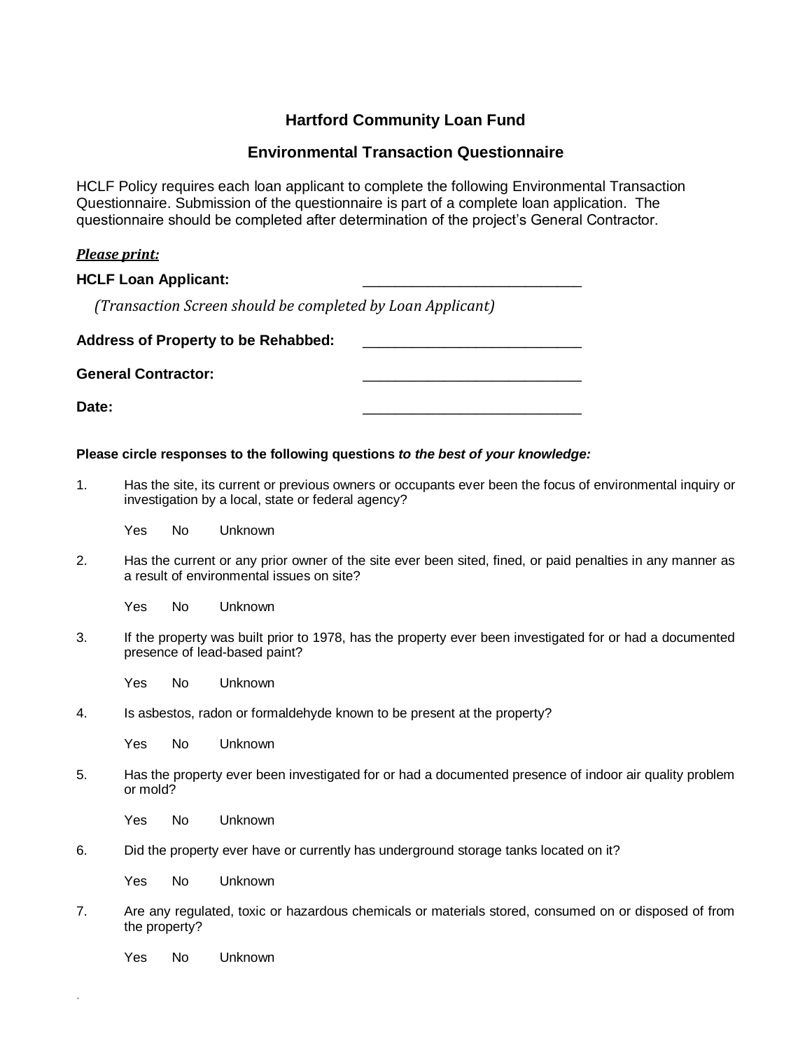# Hartford Community Loan Fund

## Environmental Transaction Questionnaire

HCLF Policy requires each loan applicant to complete the following Environmental Transaction Questionnaire. Submission of the questionnaire is part of a complete loan application. The questionnaire should be completed after determination of the project's General Contractor.

***Please print:***

**HCLF Loan Applicant:** ____________________________

*(Transaction Screen should be completed by Loan Applicant)*

**Address of Property to be Rehabbed:** ____________________________

**General Contractor:** ____________________________

**Date:** ____________________________

**Please circle responses to the following questions *to the best of your knowledge:***

1. Has the site, its current or previous owners or occupants ever been the focus of environmental inquiry or investigation by a local, state or federal agency?

   Yes No Unknown

2. Has the current or any prior owner of the site ever been sited, fined, or paid penalties in any manner as a result of environmental issues on site?

   Yes No Unknown

3. If the property was built prior to 1978, has the property ever been investigated for or had a documented presence of lead-based paint?

   Yes No Unknown

4. Is asbestos, radon or formaldehyde known to be present at the property?

   Yes No Unknown

5. Has the property ever been investigated for or had a documented presence of indoor air quality problem or mold?

   Yes No Unknown

6. Did the property ever have or currently has underground storage tanks located on it?

   Yes No Unknown

7. Are any regulated, toxic or hazardous chemicals or materials stored, consumed on or disposed of from the property?

   Yes No Unknown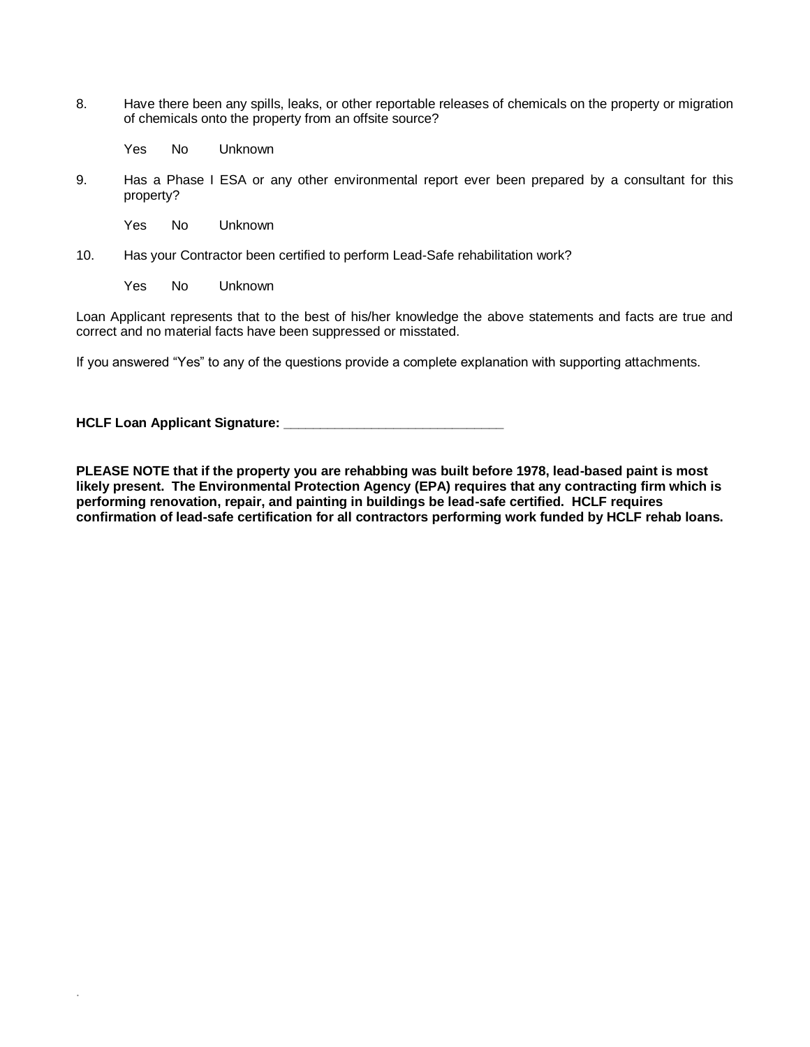8. Have there been any spills, leaks, or other reportable releases of chemicals on the property or migration of chemicals onto the property from an offsite source?

   Yes No Unknown

9. Has a Phase I ESA or any other environmental report ever been prepared by a consultant for this property?

   Yes No Unknown

10. Has your Contractor been certified to perform Lead-Safe rehabilitation work?

   Yes No Unknown

Loan Applicant represents that to the best of his/her knowledge the above statements and facts are true and correct and no material facts have been suppressed or misstated.

If you answered "Yes" to any of the questions provide a complete explanation with supporting attachments.

**HCLF Loan Applicant Signature: ______________________________**

**PLEASE NOTE that if the property you are rehabbing was built before 1978, lead-based paint is most likely present. The Environmental Protection Agency (EPA) requires that any contracting firm which is performing renovation, repair, and painting in buildings be lead-safe certified. HCLF requires confirmation of lead-safe certification for all contractors performing work funded by HCLF rehab loans.**